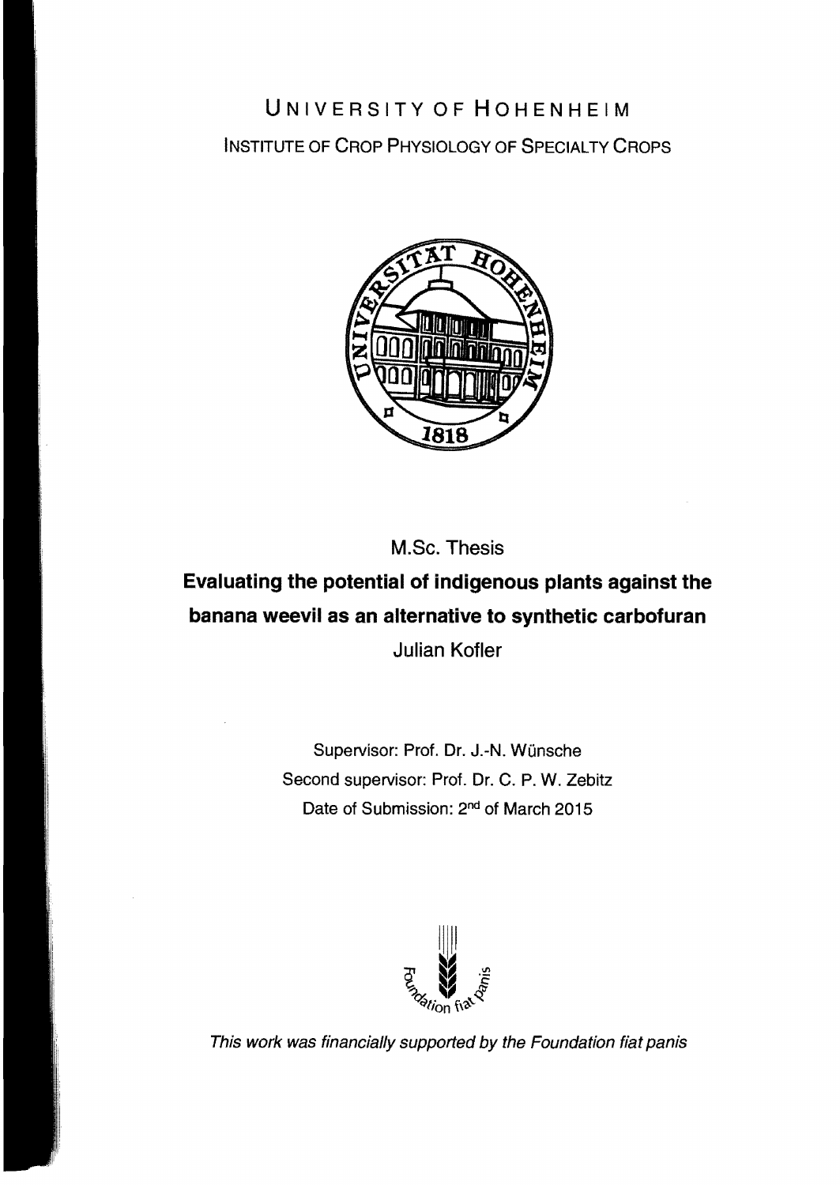# University of Hohenheim

Institute of Crop Physiology of Specialty Crops

M.Sc. Thesis

## Evaluating the potential of indigenous plants against the banana weevil as an alternative to synthetic carbofuran

Julian Kofler

Supervisor: Prof. Dr. J.-N. Wünsche

Second supervisor: Prof. Dr. C. P. W. Zebitz

Date of Submission: 2nd of March 2015

*This work was financially supported by the Foundation fiat panis*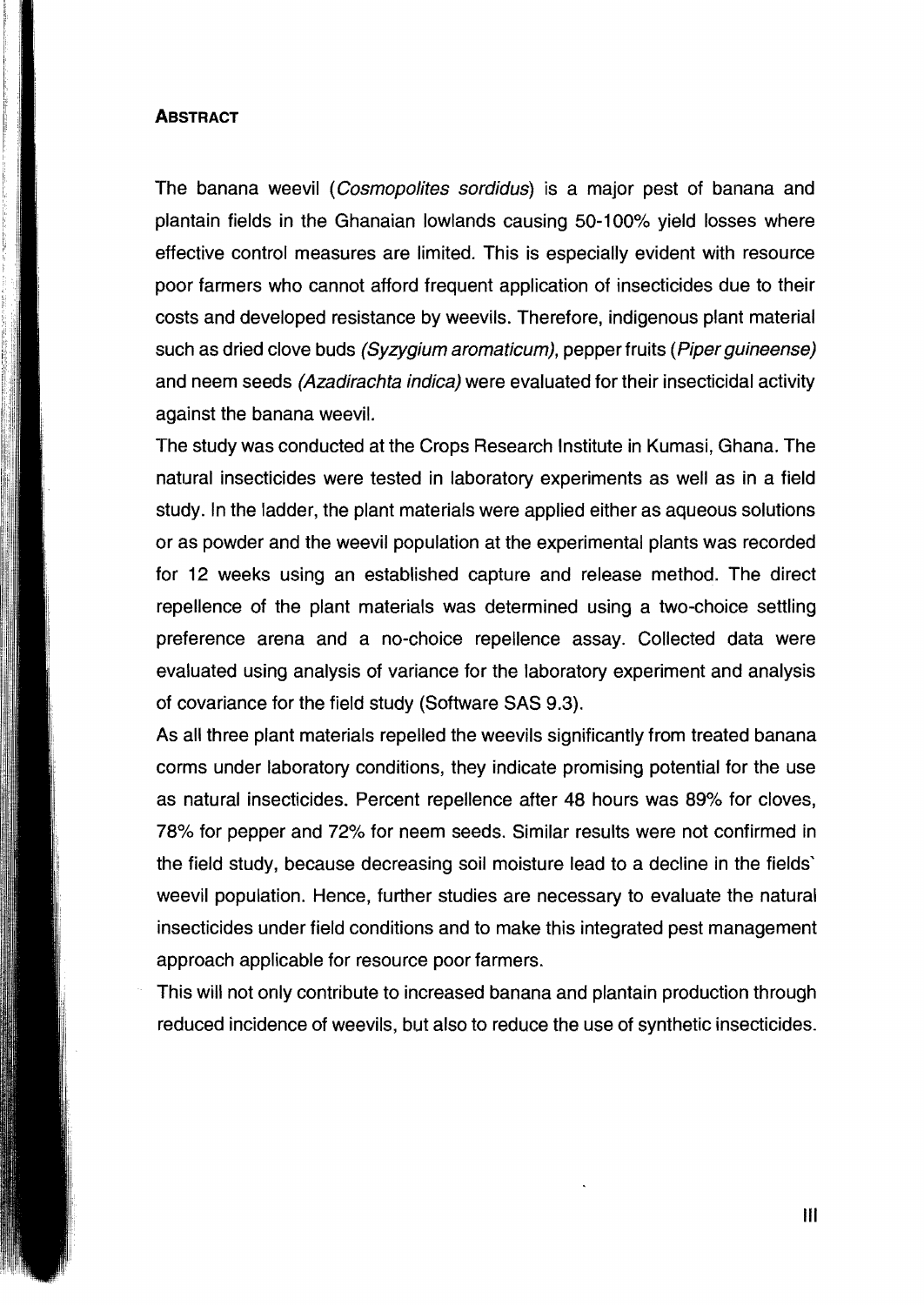## **ABSTRACT**

The banana weevil (*Cosmopolites sordidus*) is a major pest of banana and plantain fields in the Ghanaian lowlands causing 50-100% yield losses where effective control measures are limited. This is especially evident with resource poor farmers who cannot afford frequent application of insecticides due to their costs and developed resistance by weevils. Therefore, indigenous plant material such as dried clove buds *(Syzygium aromaticum)*, pepper fruits (*Piper guineense)* and neem seeds *(Azadirachta indica)* were evaluated for their insecticidal activity against the banana weevil.

The study was conducted at the Crops Research Institute in Kumasi, Ghana. The natural insecticides were tested in laboratory experiments as well as in a field study. In the ladder, the plant materials were applied either as aqueous solutions or as powder and the weevil population at the experimental plants was recorded for 12 weeks using an established capture and release method. The direct repellence of the plant materials was determined using a two-choice settling preference arena and a no-choice repellence assay. Collected data were evaluated using analysis of variance for the laboratory experiment and analysis of covariance for the field study (Software SAS 9.3).

As all three plant materials repelled the weevils significantly from treated banana corms under laboratory conditions, they indicate promising potential for the use as natural insecticides. Percent repellence after 48 hours was 89% for cloves, 78% for pepper and 72% for neem seeds. Similar results were not confirmed in the field study, because decreasing soil moisture lead to a decline in the fields` weevil population. Hence, further studies are necessary to evaluate the natural insecticides under field conditions and to make this integrated pest management approach applicable for resource poor farmers.

This will not only contribute to increased banana and plantain production through reduced incidence of weevils, but also to reduce the use of synthetic insecticides.